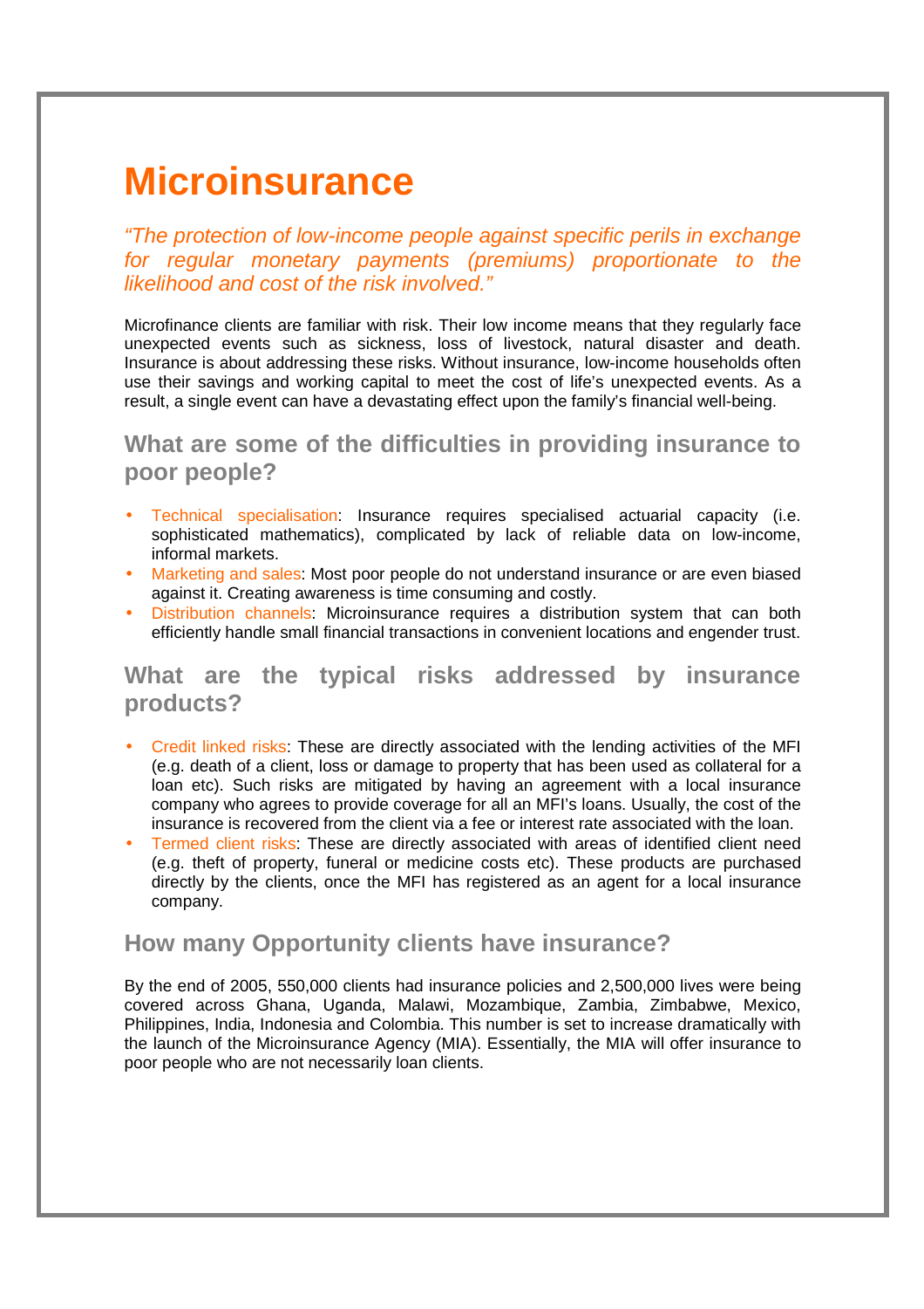# Microinsurance

*"The protection of low-income people against specific perils in exchange for regular monetary payments (premiums) proportionate to the likelihood and cost of the risk involved."*

Microfinance clients are familiar with risk. Their low income means that they regularly face unexpected events such as sickness, loss of livestock, natural disaster and death. Insurance is about addressing these risks. Without insurance, low-income households often use their savings and working capital to meet the cost of life's unexpected events. As a result, a single event can have a devastating effect upon the family's financial well-being.

## What are some of the difficulties in providing insurance to poor people?

- Technical specialisation: Insurance requires specialised actuarial capacity (i.e. sophisticated mathematics), complicated by lack of reliable data on low-income, informal markets.
- Marketing and sales: Most poor people do not understand insurance or are even biased against it. Creating awareness is time consuming and costly.
- Distribution channels: Microinsurance requires a distribution system that can both efficiently handle small financial transactions in convenient locations and engender trust.

## What are the typical risks addressed by insurance products?

- Credit linked risks: These are directly associated with the lending activities of the MFI (e.g. death of a client, loss or damage to property that has been used as collateral for a loan etc). Such risks are mitigated by having an agreement with a local insurance company who agrees to provide coverage for all an MFI's loans. Usually, the cost of the insurance is recovered from the client via a fee or interest rate associated with the loan.
- Termed client risks: These are directly associated with areas of identified client need (e.g. theft of property, funeral or medicine costs etc). These products are purchased directly by the clients, once the MFI has registered as an agent for a local insurance company.

## How many Opportunity clients have insurance?

By the end of 2005, 550,000 clients had insurance policies and 2,500,000 lives were being covered across Ghana, Uganda, Malawi, Mozambique, Zambia, Zimbabwe, Mexico, Philippines, India, Indonesia and Colombia. This number is set to increase dramatically with the launch of the Microinsurance Agency (MIA). Essentially, the MIA will offer insurance to poor people who are not necessarily loan clients.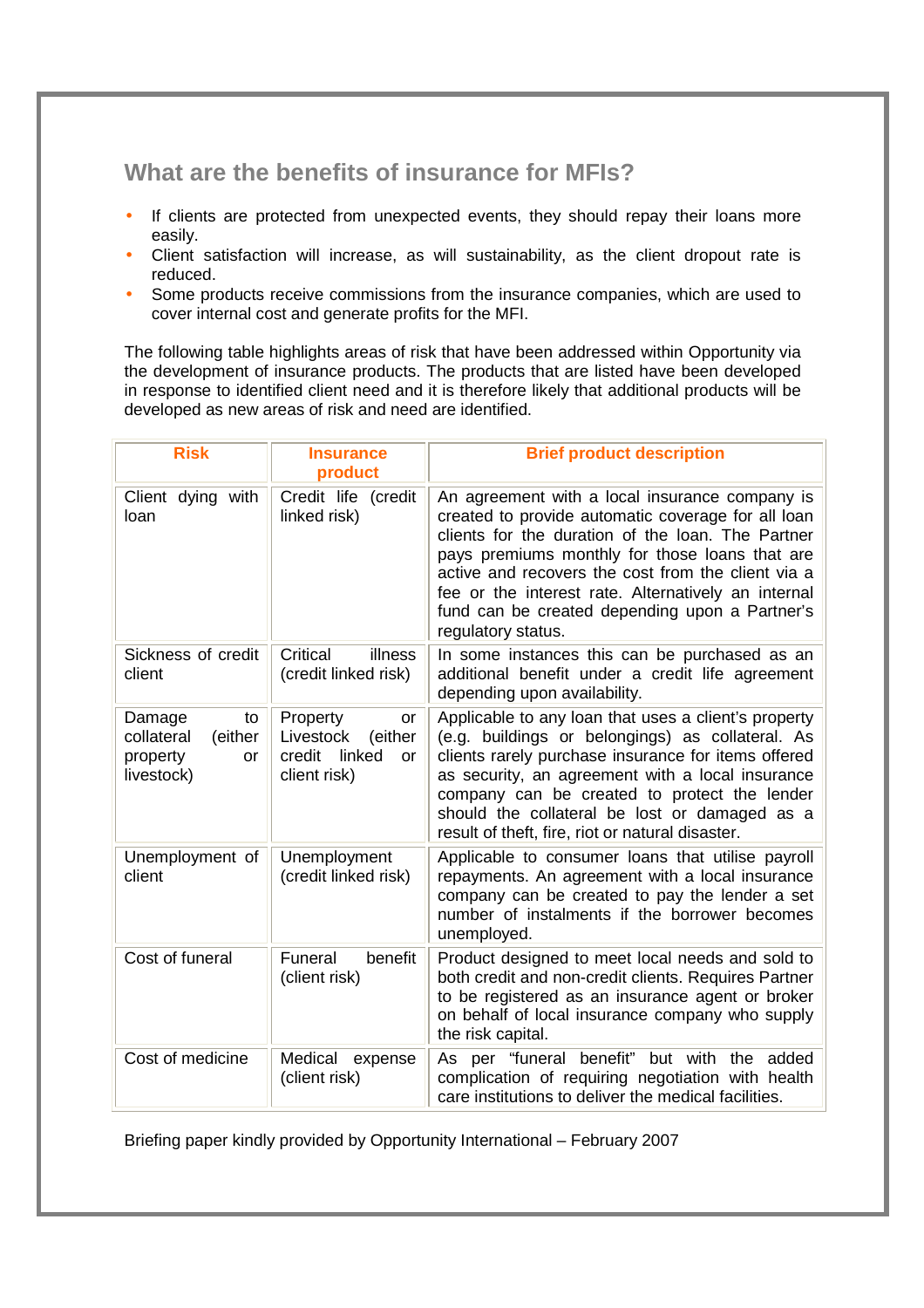## What are the benefits of insurance for MFIs?

- If clients are protected from unexpected events, they should repay their loans more easily.
- Client satisfaction will increase, as will sustainability, as the client dropout rate is reduced.
- Some products receive commissions from the insurance companies, which are used to cover internal cost and generate profits for the MFI.

The following table highlights areas of risk that have been addressed within Opportunity via the development of insurance products. The products that are listed have been developed in response to identified client need and it is therefore likely that additional products will be developed as new areas of risk and need are identified.

| Risk | Insurance product | Brief product description |
|---|---|---|
| Client dying with loan | Credit life (credit linked risk) | An agreement with a local insurance company is created to provide automatic coverage for all loan clients for the duration of the loan. The Partner pays premiums monthly for those loans that are active and recovers the cost from the client via a fee or the interest rate. Alternatively an internal fund can be created depending upon a Partner's regulatory status. |
| Sickness of credit client | Critical illness (credit linked risk) | In some instances this can be purchased as an additional benefit under a credit life agreement depending upon availability. |
| Damage to collateral (either property or livestock) | Property or Livestock (either credit linked or client risk) | Applicable to any loan that uses a client's property (e.g. buildings or belongings) as collateral. As clients rarely purchase insurance for items offered as security, an agreement with a local insurance company can be created to protect the lender should the collateral be lost or damaged as a result of theft, fire, riot or natural disaster. |
| Unemployment of client | Unemployment (credit linked risk) | Applicable to consumer loans that utilise payroll repayments. An agreement with a local insurance company can be created to pay the lender a set number of instalments if the borrower becomes unemployed. |
| Cost of funeral | Funeral benefit (client risk) | Product designed to meet local needs and sold to both credit and non-credit clients. Requires Partner to be registered as an insurance agent or broker on behalf of local insurance company who supply the risk capital. |
| Cost of medicine | Medical expense (client risk) | As per "funeral benefit" but with the added complication of requiring negotiation with health care institutions to deliver the medical facilities. |

Briefing paper kindly provided by Opportunity International – February 2007